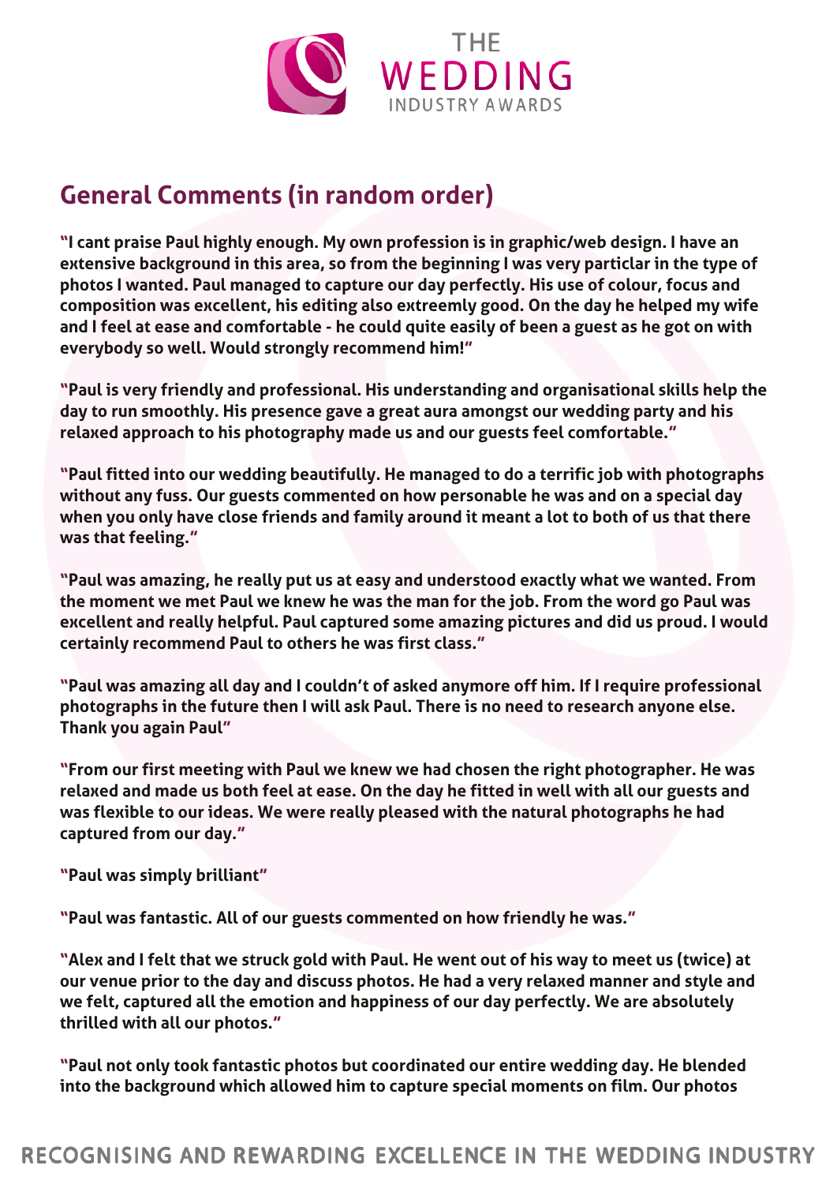## General Comments (in random order)

**"I cant praise Paul highly enough. My own profession is in graphic/web design. I have an extensive background in this area, so from the beginning I was very particlar in the type of photos I wanted. Paul managed to capture our day perfectly. His use of colour, focus and composition was excellent, his editing also extreemly good. On the day he helped my wife and I feel at ease and comfortable - he could quite easily of been a guest as he got on with everybody so well. Would strongly recommend him!"**

**"Paul is very friendly and professional. His understanding and organisational skills help the day to run smoothly. His presence gave a great aura amongst our wedding party and his relaxed approach to his photography made us and our guests feel comfortable."**

**"Paul fitted into our wedding beautifully. He managed to do a terrific job with photographs without any fuss. Our guests commented on how personable he was and on a special day when you only have close friends and family around it meant a lot to both of us that there was that feeling."**

**"Paul was amazing, he really put us at easy and understood exactly what we wanted. From the moment we met Paul we knew he was the man for the job. From the word go Paul was excellent and really helpful. Paul captured some amazing pictures and did us proud. I would certainly recommend Paul to others he was first class."**

**"Paul was amazing all day and I couldn't of asked anymore off him. If I require professional photographs in the future then I will ask Paul. There is no need to research anyone else. Thank you again Paul"**

**"From our first meeting with Paul we knew we had chosen the right photographer. He was relaxed and made us both feel at ease. On the day he fitted in well with all our guests and was flexible to our ideas. We were really pleased with the natural photographs he had captured from our day."**

**"Paul was simply brilliant"**

**"Paul was fantastic. All of our guests commented on how friendly he was."**

**"Alex and I felt that we struck gold with Paul. He went out of his way to meet us (twice) at our venue prior to the day and discuss photos. He had a very relaxed manner and style and we felt, captured all the emotion and happiness of our day perfectly. We are absolutely thrilled with all our photos."**

**"Paul not only took fantastic photos but coordinated our entire wedding day. He blended into the background which allowed him to capture special moments on film. Our photos**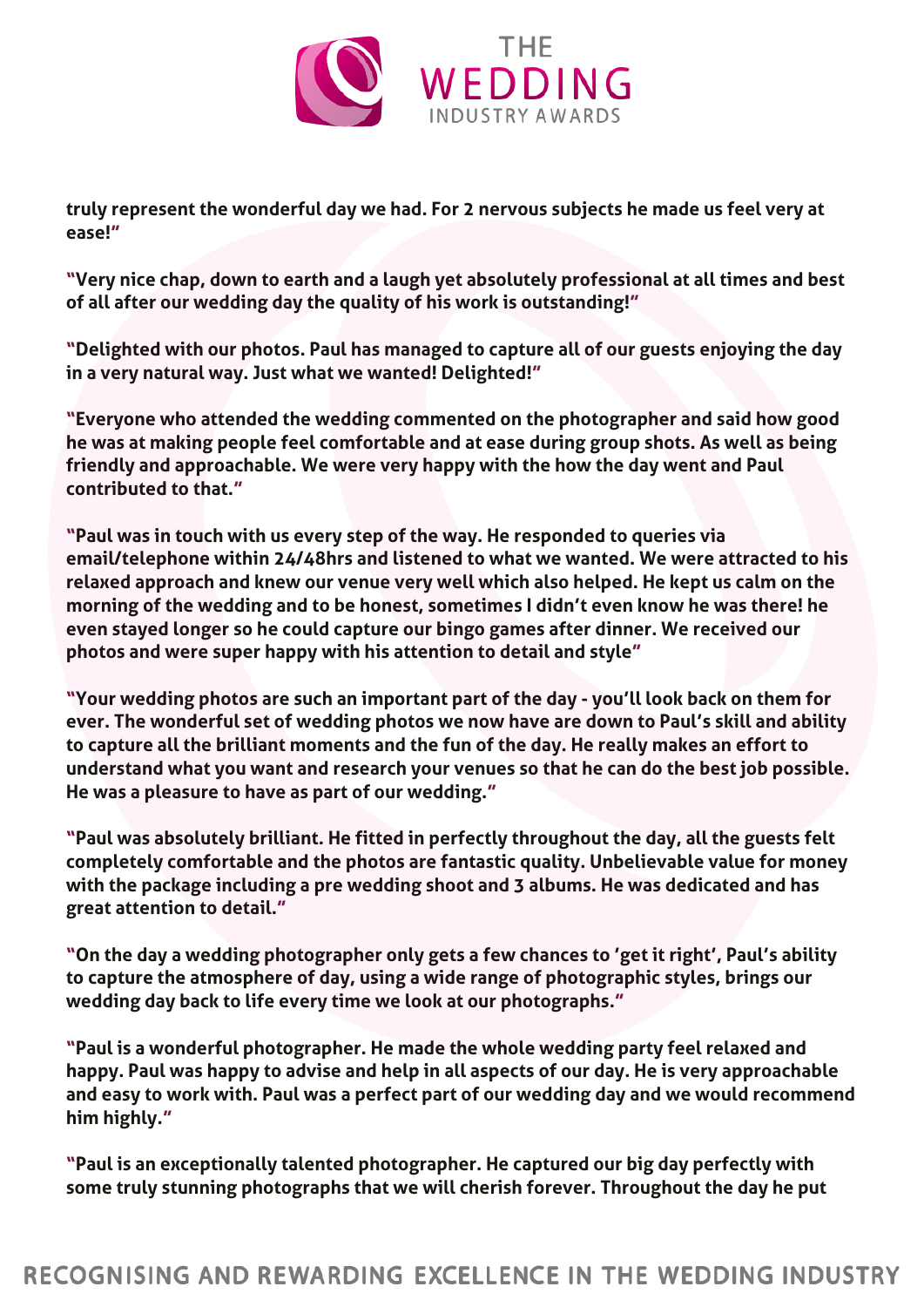**truly represent the wonderful day we had. For 2 nervous subjects he made us feel very at ease!"**

**"Very nice chap, down to earth and a laugh yet absolutely professional at all times and best of all after our wedding day the quality of his work is outstanding!"**

**"Delighted with our photos. Paul has managed to capture all of our guests enjoying the day in a very natural way. Just what we wanted! Delighted!"**

**"Everyone who attended the wedding commented on the photographer and said how good he was at making people feel comfortable and at ease during group shots. As well as being friendly and approachable. We were very happy with the how the day went and Paul contributed to that."**

**"Paul was in touch with us every step of the way. He responded to queries via email/telephone within 24/48hrs and listened to what we wanted. We were attracted to his relaxed approach and knew our venue very well which also helped. He kept us calm on the morning of the wedding and to be honest, sometimes I didn't even know he was there! he even stayed longer so he could capture our bingo games after dinner. We received our photos and were super happy with his attention to detail and style"**

**"Your wedding photos are such an important part of the day - you'll look back on them for ever. The wonderful set of wedding photos we now have are down to Paul's skill and ability to capture all the brilliant moments and the fun of the day. He really makes an effort to understand what you want and research your venues so that he can do the best job possible. He was a pleasure to have as part of our wedding."**

**"Paul was absolutely brilliant. He fitted in perfectly throughout the day, all the guests felt completely comfortable and the photos are fantastic quality. Unbelievable value for money with the package including a pre wedding shoot and 3 albums. He was dedicated and has great attention to detail."**

**"On the day a wedding photographer only gets a few chances to 'get it right', Paul's ability to capture the atmosphere of day, using a wide range of photographic styles, brings our wedding day back to life every time we look at our photographs."**

**"Paul is a wonderful photographer. He made the whole wedding party feel relaxed and happy. Paul was happy to advise and help in all aspects of our day. He is very approachable and easy to work with. Paul was a perfect part of our wedding day and we would recommend him highly."**

**"Paul is an exceptionally talented photographer. He captured our big day perfectly with some truly stunning photographs that we will cherish forever. Throughout the day he put**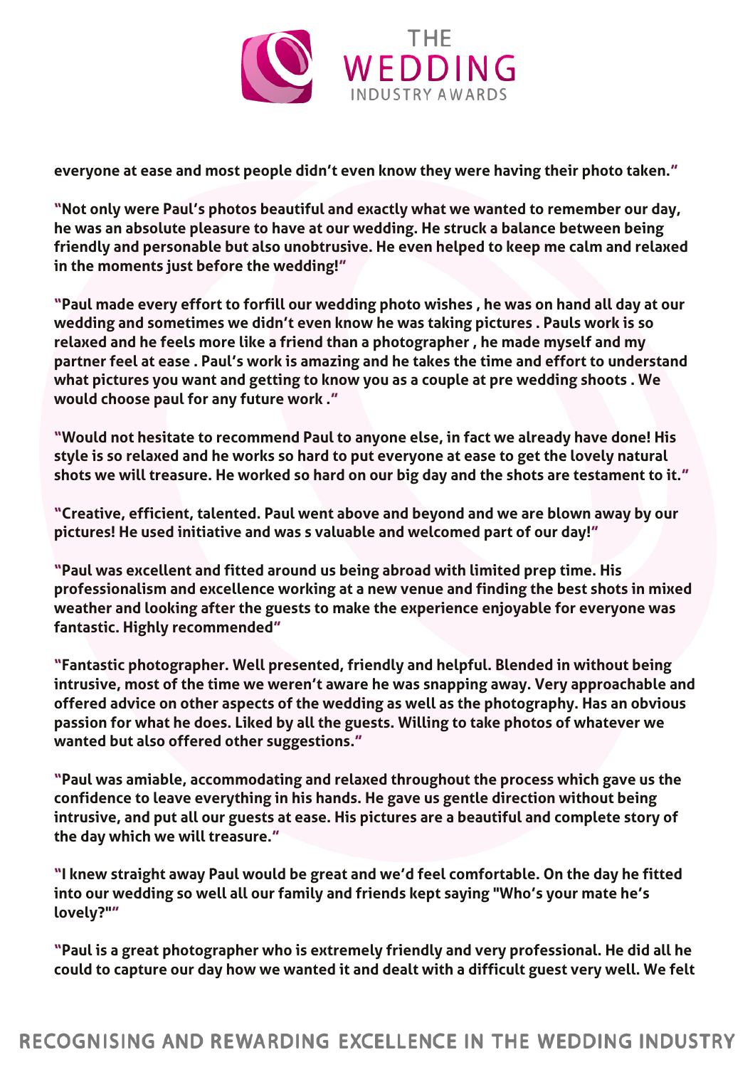**everyone at ease and most people didn't even know they were having their photo taken."**

**"Not only were Paul's photos beautiful and exactly what we wanted to remember our day, he was an absolute pleasure to have at our wedding. He struck a balance between being friendly and personable but also unobtrusive. He even helped to keep me calm and relaxed in the moments just before the wedding!"**

**"Paul made every effort to forfill our wedding photo wishes , he was on hand all day at our wedding and sometimes we didn't even know he was taking pictures . Pauls work is so relaxed and he feels more like a friend than a photographer , he made myself and my partner feel at ease . Paul's work is amazing and he takes the time and effort to understand what pictures you want and getting to know you as a couple at pre wedding shoots . We would choose paul for any future work ."**

**"Would not hesitate to recommend Paul to anyone else, in fact we already have done! His style is so relaxed and he works so hard to put everyone at ease to get the lovely natural shots we will treasure. He worked so hard on our big day and the shots are testament to it."**

**"Creative, efficient, talented. Paul went above and beyond and we are blown away by our pictures! He used initiative and was s valuable and welcomed part of our day!"**

**"Paul was excellent and fitted around us being abroad with limited prep time. His professionalism and excellence working at a new venue and finding the best shots in mixed weather and looking after the guests to make the experience enjoyable for everyone was fantastic. Highly recommended"**

**"Fantastic photographer. Well presented, friendly and helpful. Blended in without being intrusive, most of the time we weren't aware he was snapping away. Very approachable and offered advice on other aspects of the wedding as well as the photography. Has an obvious passion for what he does. Liked by all the guests. Willing to take photos of whatever we wanted but also offered other suggestions."**

**"Paul was amiable, accommodating and relaxed throughout the process which gave us the confidence to leave everything in his hands. He gave us gentle direction without being intrusive, and put all our guests at ease. His pictures are a beautiful and complete story of the day which we will treasure."**

**"I knew straight away Paul would be great and we'd feel comfortable. On the day he fitted into our wedding so well all our family and friends kept saying "Who's your mate he's lovely?""**

**"Paul is a great photographer who is extremely friendly and very professional. He did all he could to capture our day how we wanted it and dealt with a difficult guest very well. We felt**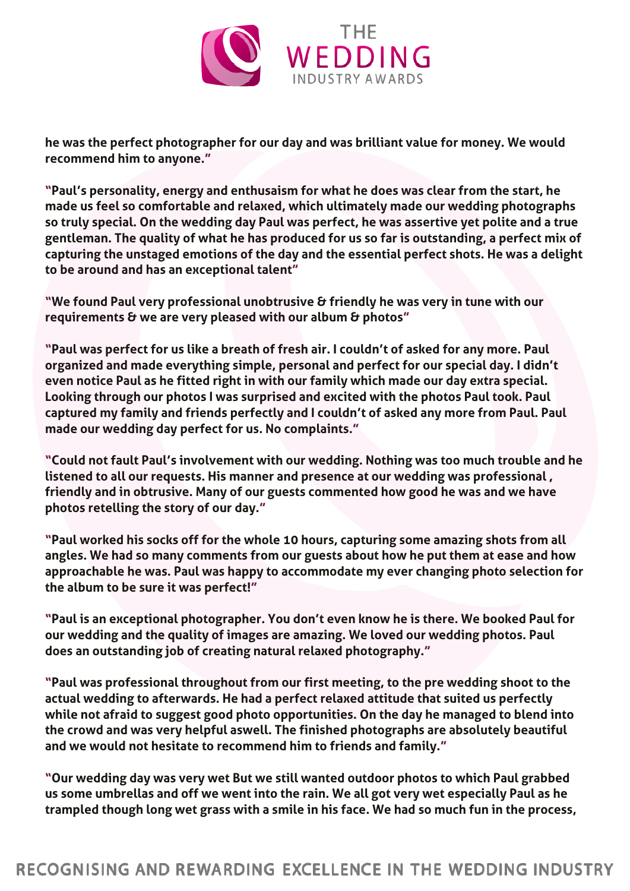**he was the perfect photographer for our day and was brilliant value for money. We would recommend him to anyone."**

**"Paul's personality, energy and enthusaism for what he does was clear from the start, he made us feel so comfortable and relaxed, which ultimately made our wedding photographs so truly special. On the wedding day Paul was perfect, he was assertive yet polite and a true gentleman. The quality of what he has produced for us so far is outstanding, a perfect mix of capturing the unstaged emotions of the day and the essential perfect shots. He was a delight to be around and has an exceptional talent"**

**"We found Paul very professional unobtrusive & friendly he was very in tune with our requirements & we are very pleased with our album & photos"**

**"Paul was perfect for us like a breath of fresh air. I couldn't of asked for any more. Paul organized and made everything simple, personal and perfect for our special day. I didn't even notice Paul as he fitted right in with our family which made our day extra special. Looking through our photos I was surprised and excited with the photos Paul took. Paul captured my family and friends perfectly and I couldn't of asked any more from Paul. Paul made our wedding day perfect for us. No complaints."**

**"Could not fault Paul's involvement with our wedding. Nothing was too much trouble and he listened to all our requests. His manner and presence at our wedding was professional , friendly and in obtrusive. Many of our guests commented how good he was and we have photos retelling the story of our day."**

**"Paul worked his socks off for the whole 10 hours, capturing some amazing shots from all angles. We had so many comments from our guests about how he put them at ease and how approachable he was. Paul was happy to accommodate my ever changing photo selection for the album to be sure it was perfect!"**

**"Paul is an exceptional photographer. You don't even know he is there. We booked Paul for our wedding and the quality of images are amazing. We loved our wedding photos. Paul does an outstanding job of creating natural relaxed photography."**

**"Paul was professional throughout from our first meeting, to the pre wedding shoot to the actual wedding to afterwards. He had a perfect relaxed attitude that suited us perfectly while not afraid to suggest good photo opportunities. On the day he managed to blend into the crowd and was very helpful aswell. The finished photographs are absolutely beautiful and we would not hesitate to recommend him to friends and family."**

**"Our wedding day was very wet But we still wanted outdoor photos to which Paul grabbed us some umbrellas and off we went into the rain. We all got very wet especially Paul as he trampled though long wet grass with a smile in his face. We had so much fun in the process,**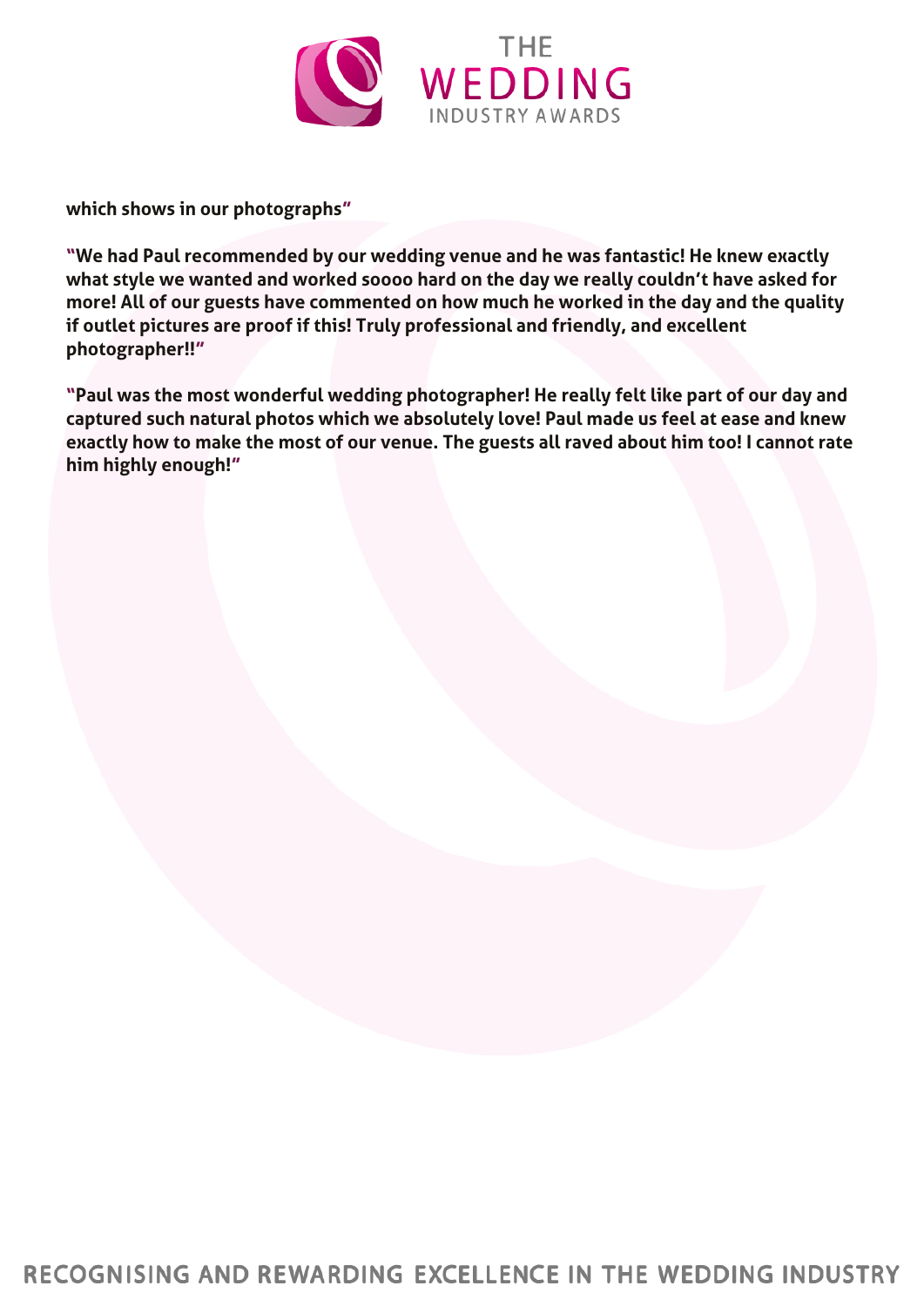**which shows in our photographs"**

**"We had Paul recommended by our wedding venue and he was fantastic! He knew exactly what style we wanted and worked soooo hard on the day we really couldn't have asked for more! All of our guests have commented on how much he worked in the day and the quality if outlet pictures are proof if this! Truly professional and friendly, and excellent photographer!!"**

**"Paul was the most wonderful wedding photographer! He really felt like part of our day and captured such natural photos which we absolutely love! Paul made us feel at ease and knew exactly how to make the most of our venue. The guests all raved about him too! I cannot rate him highly enough!"**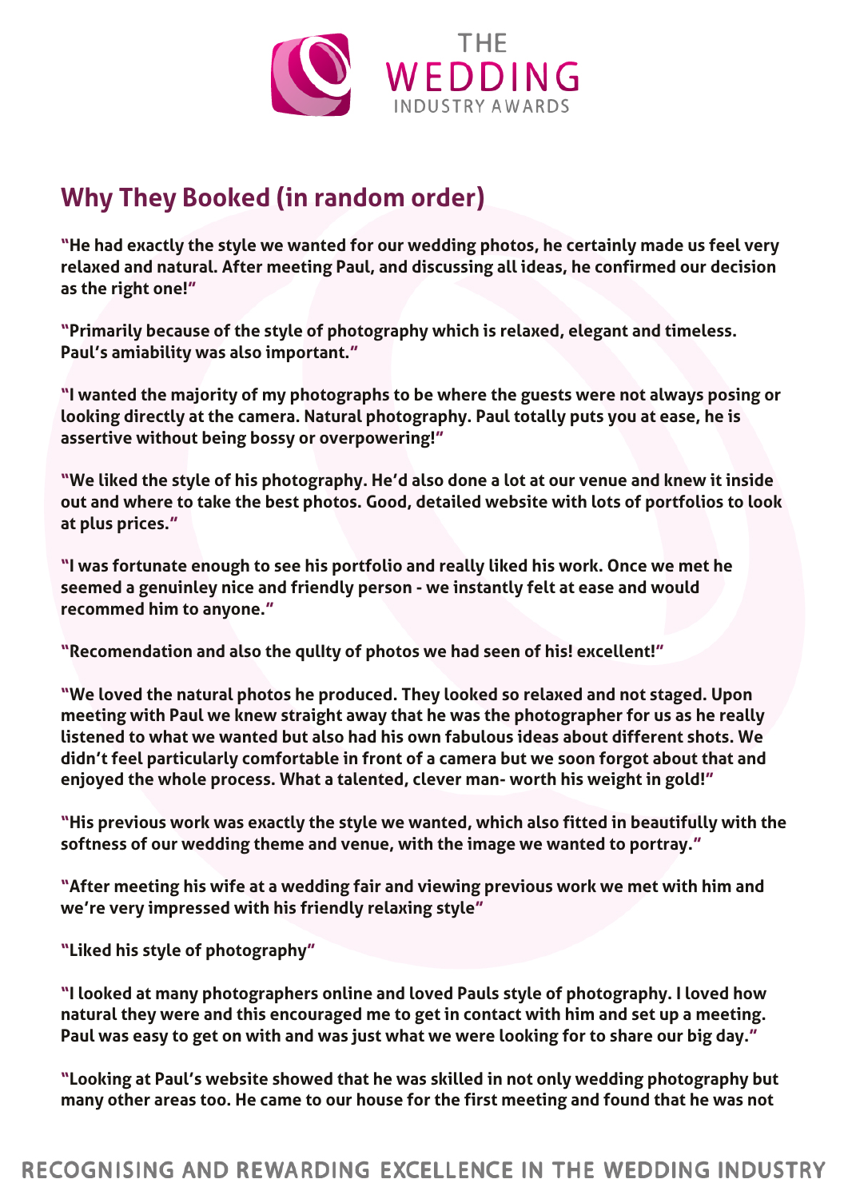## Why They Booked (in random order)

**"He had exactly the style we wanted for our wedding photos, he certainly made us feel very relaxed and natural. After meeting Paul, and discussing all ideas, he confirmed our decision as the right one!"**

**"Primarily because of the style of photography which is relaxed, elegant and timeless. Paul's amiability was also important."**

**"I wanted the majority of my photographs to be where the guests were not always posing or looking directly at the camera. Natural photography. Paul totally puts you at ease, he is assertive without being bossy or overpowering!"**

**"We liked the style of his photography. He'd also done a lot at our venue and knew it inside out and where to take the best photos. Good, detailed website with lots of portfolios to look at plus prices."**

**"I was fortunate enough to see his portfolio and really liked his work. Once we met he seemed a genuinley nice and friendly person - we instantly felt at ease and would recommed him to anyone."**

**"Recomendation and also the qullty of photos we had seen of his! excellent!"**

**"We loved the natural photos he produced. They looked so relaxed and not staged. Upon meeting with Paul we knew straight away that he was the photographer for us as he really listened to what we wanted but also had his own fabulous ideas about different shots. We didn't feel particularly comfortable in front of a camera but we soon forgot about that and enjoyed the whole process. What a talented, clever man- worth his weight in gold!"**

**"His previous work was exactly the style we wanted, which also fitted in beautifully with the softness of our wedding theme and venue, with the image we wanted to portray."**

**"After meeting his wife at a wedding fair and viewing previous work we met with him and we're very impressed with his friendly relaxing style"**

**"Liked his style of photography"**

**"I looked at many photographers online and loved Pauls style of photography. I loved how natural they were and this encouraged me to get in contact with him and set up a meeting. Paul was easy to get on with and was just what we were looking for to share our big day."**

**"Looking at Paul's website showed that he was skilled in not only wedding photography but many other areas too. He came to our house for the first meeting and found that he was not**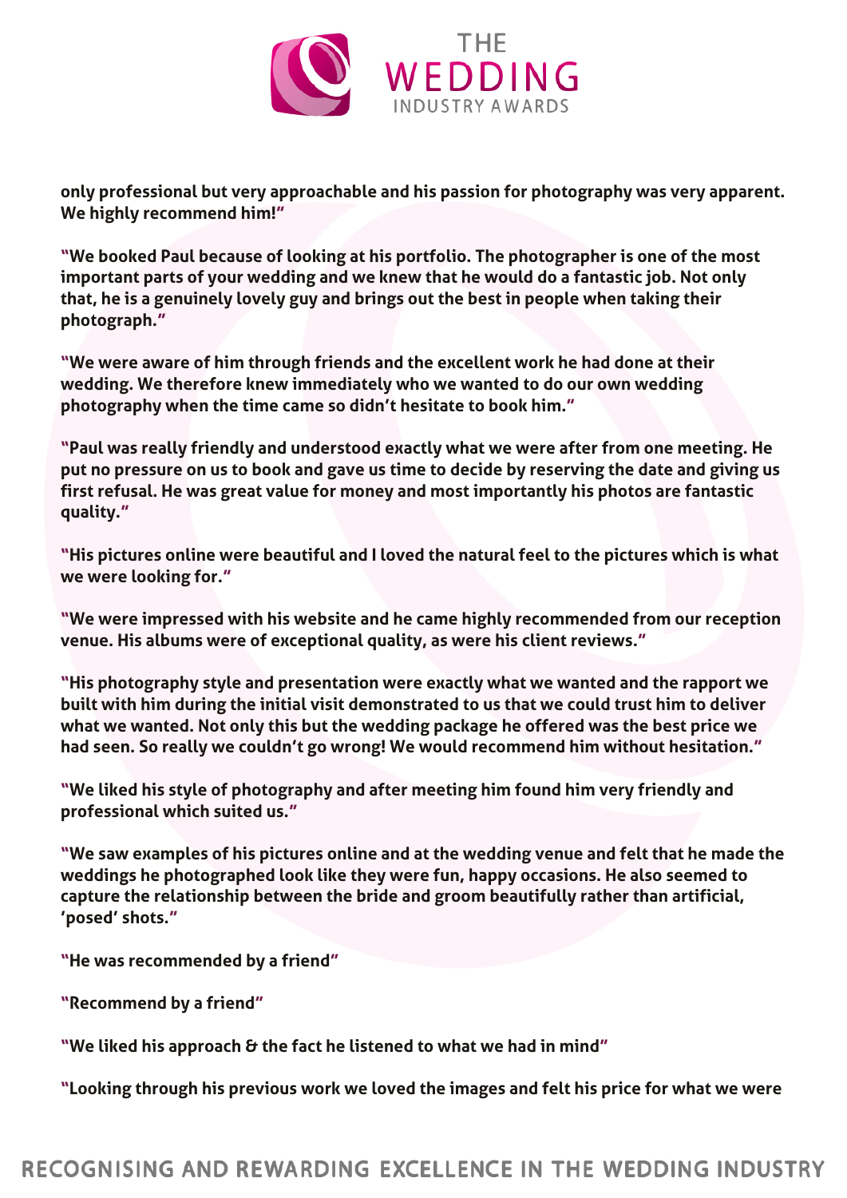**only professional but very approachable and his passion for photography was very apparent. We highly recommend him!"**

**"We booked Paul because of looking at his portfolio. The photographer is one of the most important parts of your wedding and we knew that he would do a fantastic job. Not only that, he is a genuinely lovely guy and brings out the best in people when taking their photograph."**

**"We were aware of him through friends and the excellent work he had done at their wedding. We therefore knew immediately who we wanted to do our own wedding photography when the time came so didn't hesitate to book him."**

**"Paul was really friendly and understood exactly what we were after from one meeting. He put no pressure on us to book and gave us time to decide by reserving the date and giving us first refusal. He was great value for money and most importantly his photos are fantastic quality."**

**"His pictures online were beautiful and I loved the natural feel to the pictures which is what we were looking for."**

**"We were impressed with his website and he came highly recommended from our reception venue. His albums were of exceptional quality, as were his client reviews."**

**"His photography style and presentation were exactly what we wanted and the rapport we built with him during the initial visit demonstrated to us that we could trust him to deliver what we wanted. Not only this but the wedding package he offered was the best price we had seen. So really we couldn't go wrong! We would recommend him without hesitation."**

**"We liked his style of photography and after meeting him found him very friendly and professional which suited us."**

**"We saw examples of his pictures online and at the wedding venue and felt that he made the weddings he photographed look like they were fun, happy occasions. He also seemed to capture the relationship between the bride and groom beautifully rather than artificial, 'posed' shots."**

**"He was recommended by a friend"**

**"Recommend by a friend"**

**"We liked his approach & the fact he listened to what we had in mind"**

**"Looking through his previous work we loved the images and felt his price for what we were**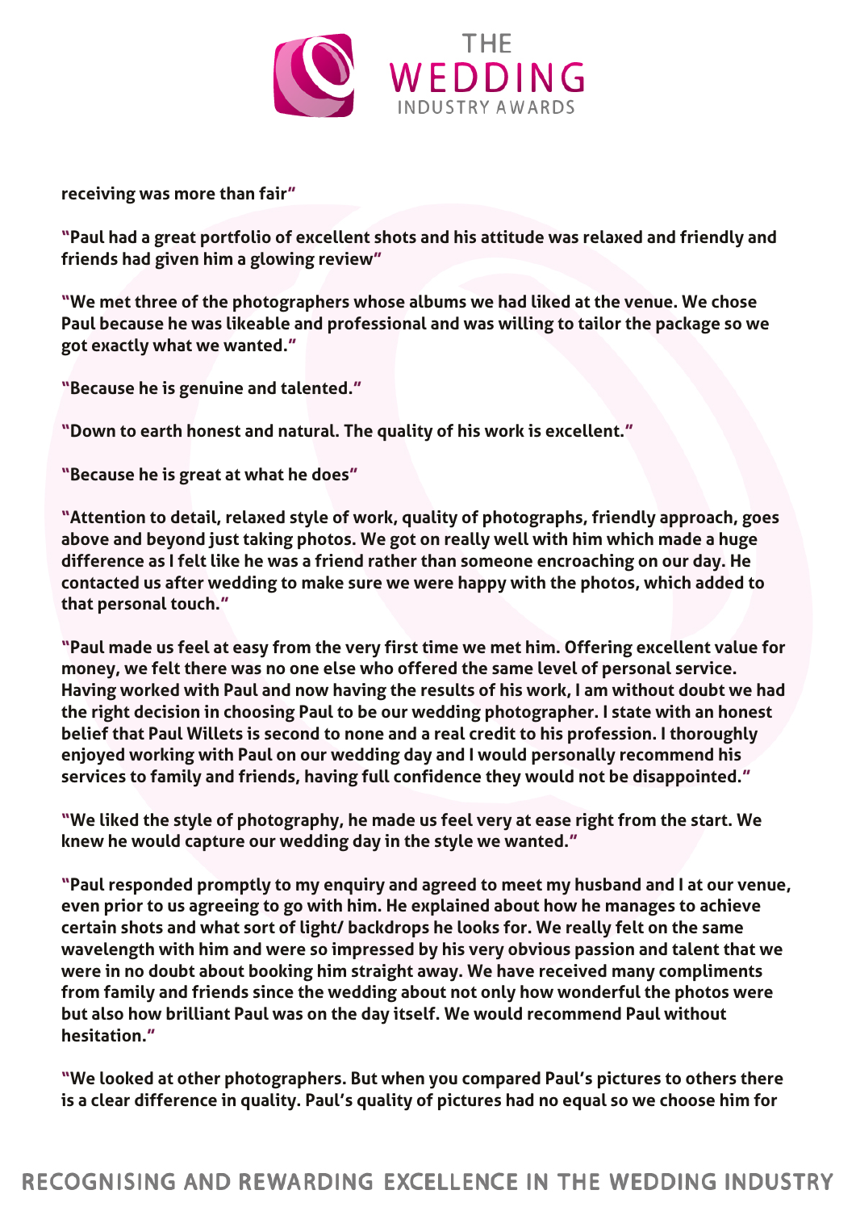**receiving was more than fair"**

**"Paul had a great portfolio of excellent shots and his attitude was relaxed and friendly and friends had given him a glowing review"**

**"We met three of the photographers whose albums we had liked at the venue. We chose Paul because he was likeable and professional and was willing to tailor the package so we got exactly what we wanted."**

**"Because he is genuine and talented."**

**"Down to earth honest and natural. The quality of his work is excellent."**

**"Because he is great at what he does"**

**"Attention to detail, relaxed style of work, quality of photographs, friendly approach, goes above and beyond just taking photos. We got on really well with him which made a huge difference as I felt like he was a friend rather than someone encroaching on our day. He contacted us after wedding to make sure we were happy with the photos, which added to that personal touch."**

**"Paul made us feel at easy from the very first time we met him. Offering excellent value for money, we felt there was no one else who offered the same level of personal service. Having worked with Paul and now having the results of his work, I am without doubt we had the right decision in choosing Paul to be our wedding photographer. I state with an honest belief that Paul Willets is second to none and a real credit to his profession. I thoroughly enjoyed working with Paul on our wedding day and I would personally recommend his services to family and friends, having full confidence they would not be disappointed."**

**"We liked the style of photography, he made us feel very at ease right from the start. We knew he would capture our wedding day in the style we wanted."**

**"Paul responded promptly to my enquiry and agreed to meet my husband and I at our venue, even prior to us agreeing to go with him. He explained about how he manages to achieve certain shots and what sort of light/ backdrops he looks for. We really felt on the same wavelength with him and were so impressed by his very obvious passion and talent that we were in no doubt about booking him straight away. We have received many compliments from family and friends since the wedding about not only how wonderful the photos were but also how brilliant Paul was on the day itself. We would recommend Paul without hesitation."**

**"We looked at other photographers. But when you compared Paul's pictures to others there is a clear difference in quality. Paul's quality of pictures had no equal so we choose him for**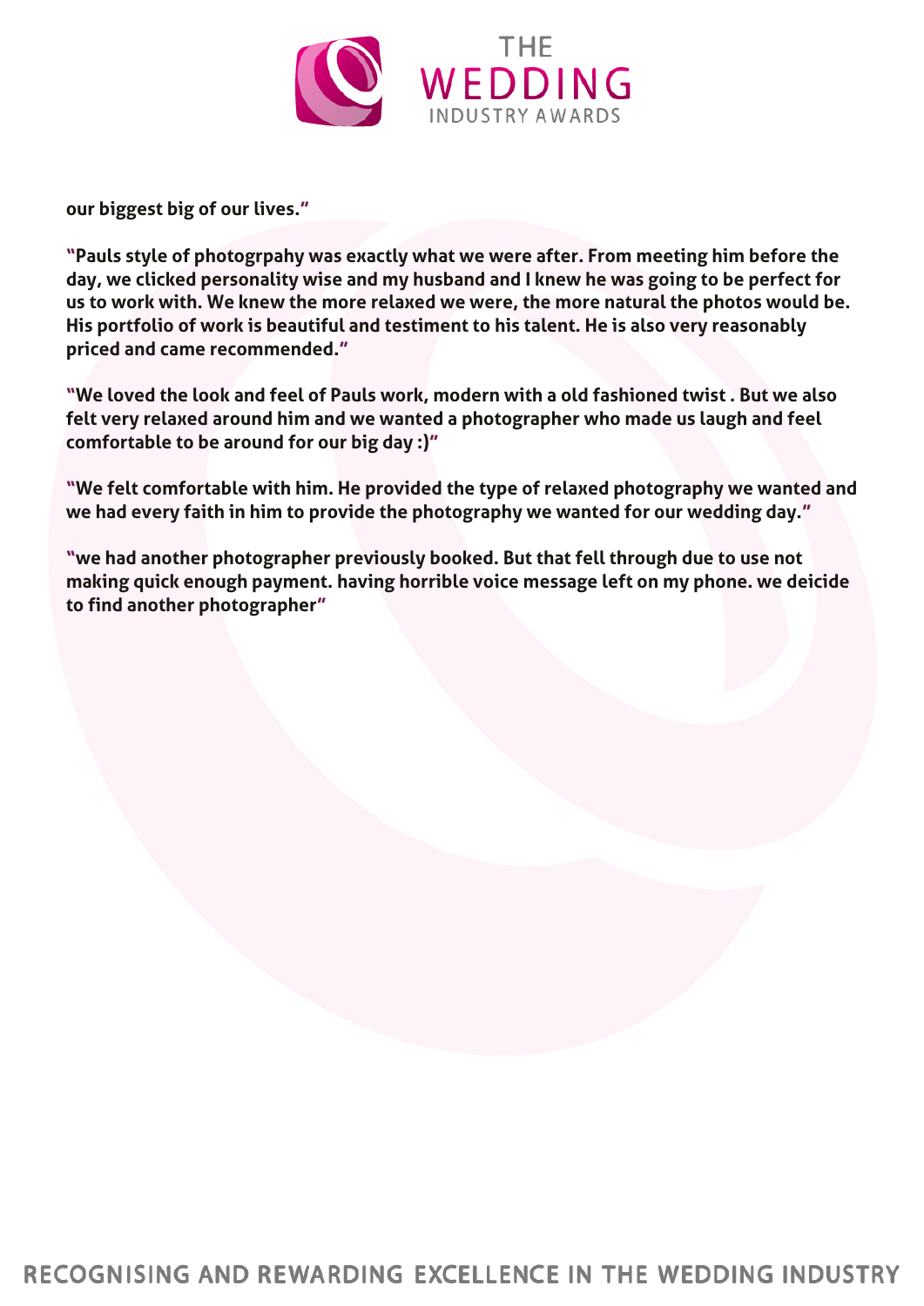**our biggest big of our lives."**

**"Pauls style of photogrpahy was exactly what we were after. From meeting him before the day, we clicked personality wise and my husband and I knew he was going to be perfect for us to work with. We knew the more relaxed we were, the more natural the photos would be. His portfolio of work is beautiful and testiment to his talent. He is also very reasonably priced and came recommended."**

**"We loved the look and feel of Pauls work, modern with a old fashioned twist . But we also felt very relaxed around him and we wanted a photographer who made us laugh and feel comfortable to be around for our big day :)"**

**"We felt comfortable with him. He provided the type of relaxed photography we wanted and we had every faith in him to provide the photography we wanted for our wedding day."**

**"we had another photographer previously booked. But that fell through due to use not making quick enough payment. having horrible voice message left on my phone. we deicide to find another photographer"**